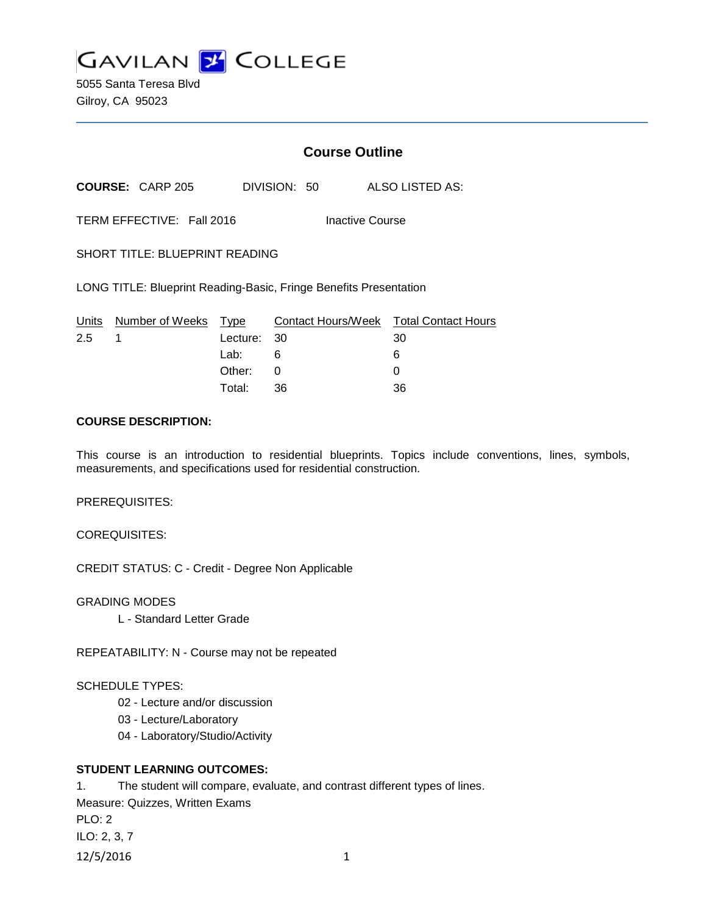# GAVILAN COLLEGE

5055 Santa Teresa Blvd
Gilroy, CA 95023

## Course Outline

**COURSE:** CARP 205 DIVISION: 50 ALSO LISTED AS:

TERM EFFECTIVE: Fall 2016 Inactive Course

SHORT TITLE: BLUEPRINT READING

LONG TITLE: Blueprint Reading-Basic, Fringe Benefits Presentation

| Units | Number of Weeks | Type | Contact Hours/Week | Total Contact Hours |
|---|---|---|---|---|
| 2.5 | 1 | Lecture: | 30 | 30 |
| | | Lab: | 6 | 6 |
| | | Other: | 0 | 0 |
| | | Total: | 36 | 36 |

**COURSE DESCRIPTION:**

This course is an introduction to residential blueprints. Topics include conventions, lines, symbols, measurements, and specifications used for residential construction.

PREREQUISITES:

COREQUISITES:

CREDIT STATUS: C - Credit - Degree Non Applicable

GRADING MODES

L - Standard Letter Grade

REPEATABILITY: N - Course may not be repeated

SCHEDULE TYPES:

02 - Lecture and/or discussion

03 - Lecture/Laboratory

04 - Laboratory/Studio/Activity

**STUDENT LEARNING OUTCOMES:**

1. The student will compare, evaluate, and contrast different types of lines.

Measure: Quizzes, Written Exams

PLO: 2

ILO: 2, 3, 7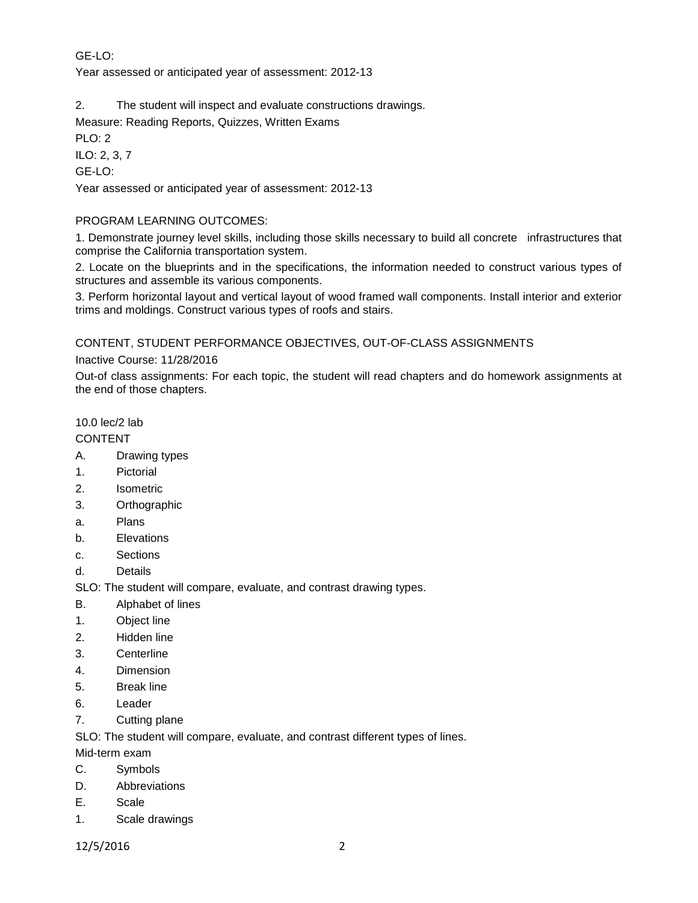GE-LO:

Year assessed or anticipated year of assessment: 2012-13

2. The student will inspect and evaluate constructions drawings.

Measure: Reading Reports, Quizzes, Written Exams

PLO: 2

ILO: 2, 3, 7

GE-LO:

Year assessed or anticipated year of assessment: 2012-13

PROGRAM LEARNING OUTCOMES:

1. Demonstrate journey level skills, including those skills necessary to build all concrete infrastructures that comprise the California transportation system.
2. Locate on the blueprints and in the specifications, the information needed to construct various types of structures and assemble its various components.
3. Perform horizontal layout and vertical layout of wood framed wall components. Install interior and exterior trims and moldings. Construct various types of roofs and stairs.

CONTENT, STUDENT PERFORMANCE OBJECTIVES, OUT-OF-CLASS ASSIGNMENTS

Inactive Course: 11/28/2016

Out-of class assignments: For each topic, the student will read chapters and do homework assignments at the end of those chapters.

10.0 lec/2 lab

CONTENT

A. Drawing types
1. Pictorial
2. Isometric
3. Orthographic
a. Plans
b. Elevations
c. Sections
d. Details

SLO: The student will compare, evaluate, and contrast drawing types.

B. Alphabet of lines
1. Object line
2. Hidden line
3. Centerline
4. Dimension
5. Break line
6. Leader
7. Cutting plane

SLO: The student will compare, evaluate, and contrast different types of lines.

Mid-term exam

C. Symbols

D. Abbreviations

E. Scale
1. Scale drawings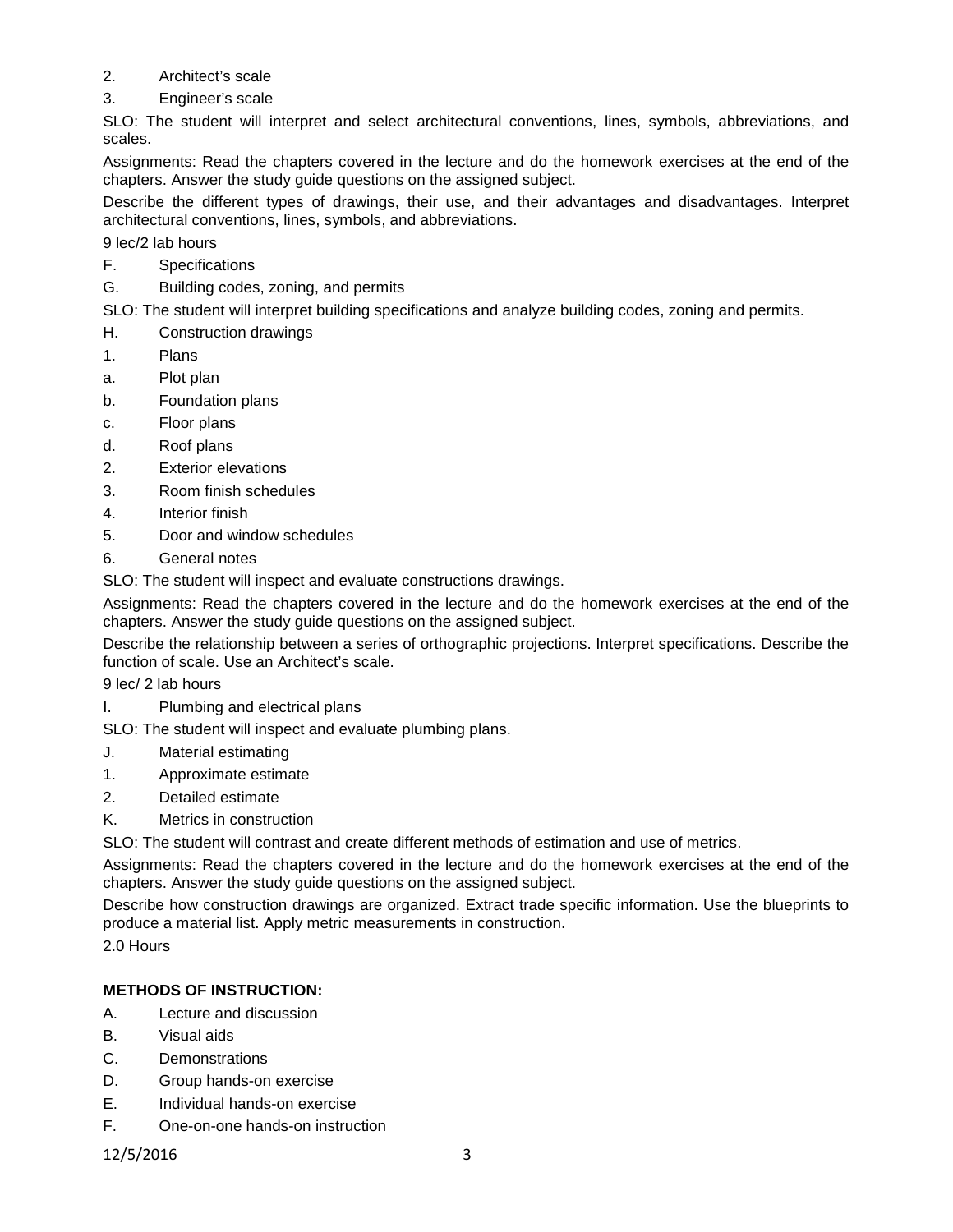2. Architect's scale
3. Engineer's scale

SLO: The student will interpret and select architectural conventions, lines, symbols, abbreviations, and scales.

Assignments: Read the chapters covered in the lecture and do the homework exercises at the end of the chapters. Answer the study guide questions on the assigned subject.

Describe the different types of drawings, their use, and their advantages and disadvantages. Interpret architectural conventions, lines, symbols, and abbreviations.

9 lec/2 lab hours

F. Specifications

G. Building codes, zoning, and permits

SLO: The student will interpret building specifications and analyze building codes, zoning and permits.

H. Construction drawings

1. Plans
   a. Plot plan
   b. Foundation plans
   c. Floor plans
   d. Roof plans
2. Exterior elevations
3. Room finish schedules
4. Interior finish
5. Door and window schedules
6. General notes

SLO: The student will inspect and evaluate constructions drawings.

Assignments: Read the chapters covered in the lecture and do the homework exercises at the end of the chapters. Answer the study guide questions on the assigned subject.

Describe the relationship between a series of orthographic projections. Interpret specifications. Describe the function of scale. Use an Architect's scale.

9 lec/ 2 lab hours

I. Plumbing and electrical plans

SLO: The student will inspect and evaluate plumbing plans.

J. Material estimating

1. Approximate estimate
2. Detailed estimate

K. Metrics in construction

SLO: The student will contrast and create different methods of estimation and use of metrics.

Assignments: Read the chapters covered in the lecture and do the homework exercises at the end of the chapters. Answer the study guide questions on the assigned subject.

Describe how construction drawings are organized. Extract trade specific information. Use the blueprints to produce a material list. Apply metric measurements in construction.

2.0 Hours

**METHODS OF INSTRUCTION:**

A. Lecture and discussion
B. Visual aids
C. Demonstrations
D. Group hands-on exercise
E. Individual hands-on exercise
F. One-on-one hands-on instruction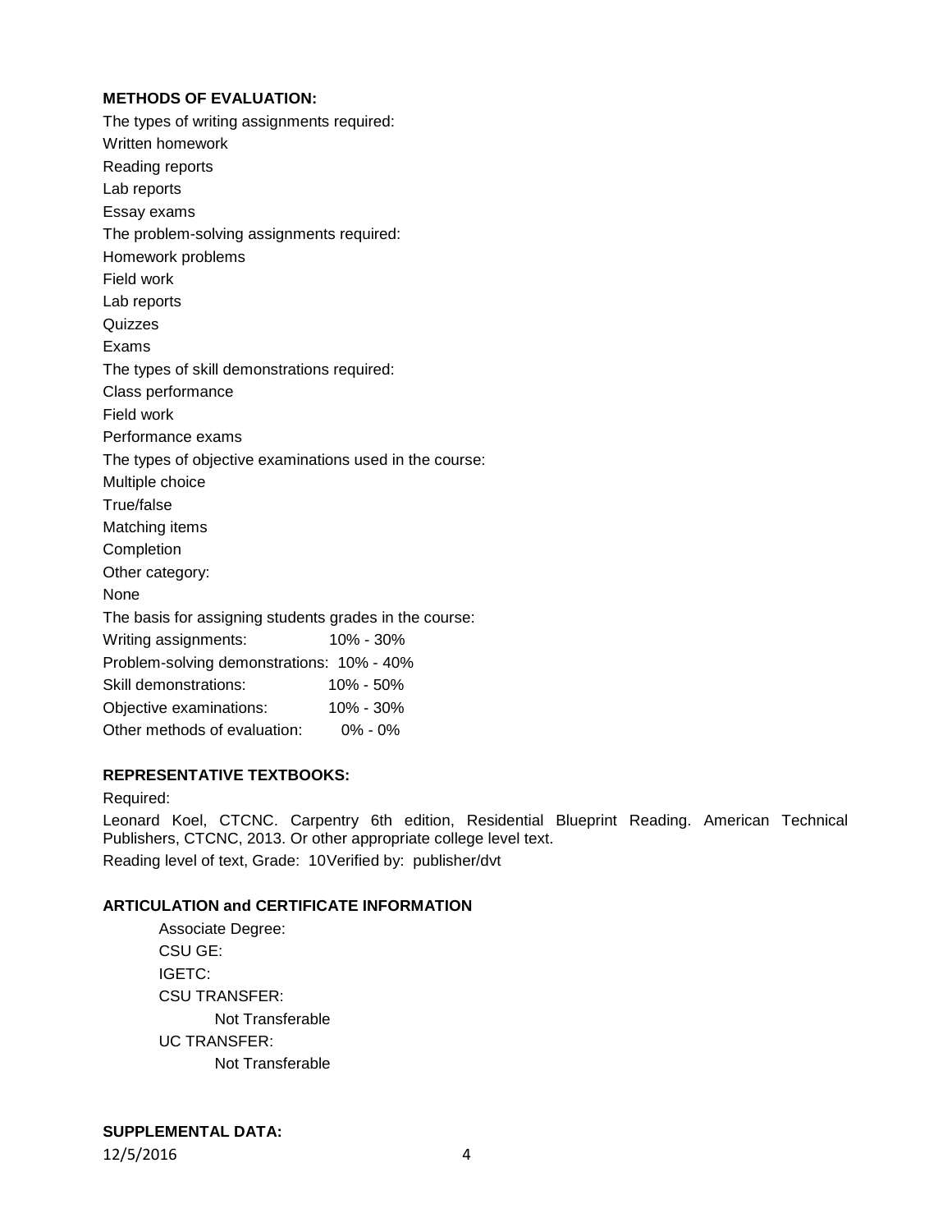**METHODS OF EVALUATION:**

The types of writing assignments required:

Written homework

Reading reports

Lab reports

Essay exams

The problem-solving assignments required:

Homework problems

Field work

Lab reports

Quizzes

Exams

The types of skill demonstrations required:

Class performance

Field work

Performance exams

The types of objective examinations used in the course:

Multiple choice

True/false

Matching items

Completion

Other category:

None

The basis for assigning students grades in the course:

Writing assignments: 10% - 30%

Problem-solving demonstrations: 10% - 40%

Skill demonstrations: 10% - 50%

Objective examinations: 10% - 30%

Other methods of evaluation: 0% - 0%

**REPRESENTATIVE TEXTBOOKS:**

Required:

Leonard Koel, CTCNC. Carpentry 6th edition, Residential Blueprint Reading. American Technical Publishers, CTCNC, 2013. Or other appropriate college level text.

Reading level of text, Grade: 10Verified by: publisher/dvt

**ARTICULATION and CERTIFICATE INFORMATION**

Associate Degree:

CSU GE:

IGETC:

CSU TRANSFER:

Not Transferable

UC TRANSFER:

Not Transferable

**SUPPLEMENTAL DATA:**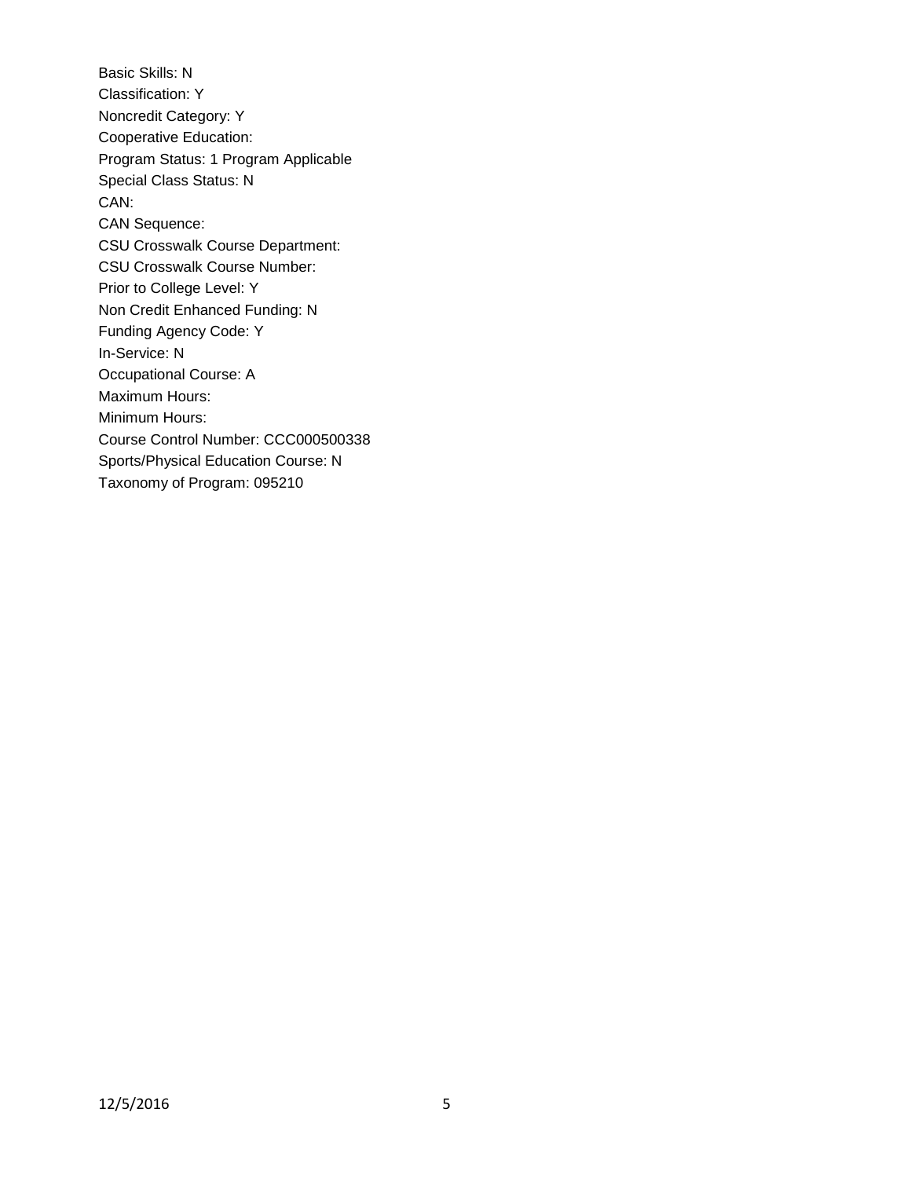Basic Skills: N
Classification: Y
Noncredit Category: Y
Cooperative Education:
Program Status: 1 Program Applicable
Special Class Status: N
CAN:
CAN Sequence:
CSU Crosswalk Course Department:
CSU Crosswalk Course Number:
Prior to College Level: Y
Non Credit Enhanced Funding: N
Funding Agency Code: Y
In-Service: N
Occupational Course: A
Maximum Hours:
Minimum Hours:
Course Control Number: CCC000500338
Sports/Physical Education Course: N
Taxonomy of Program: 095210